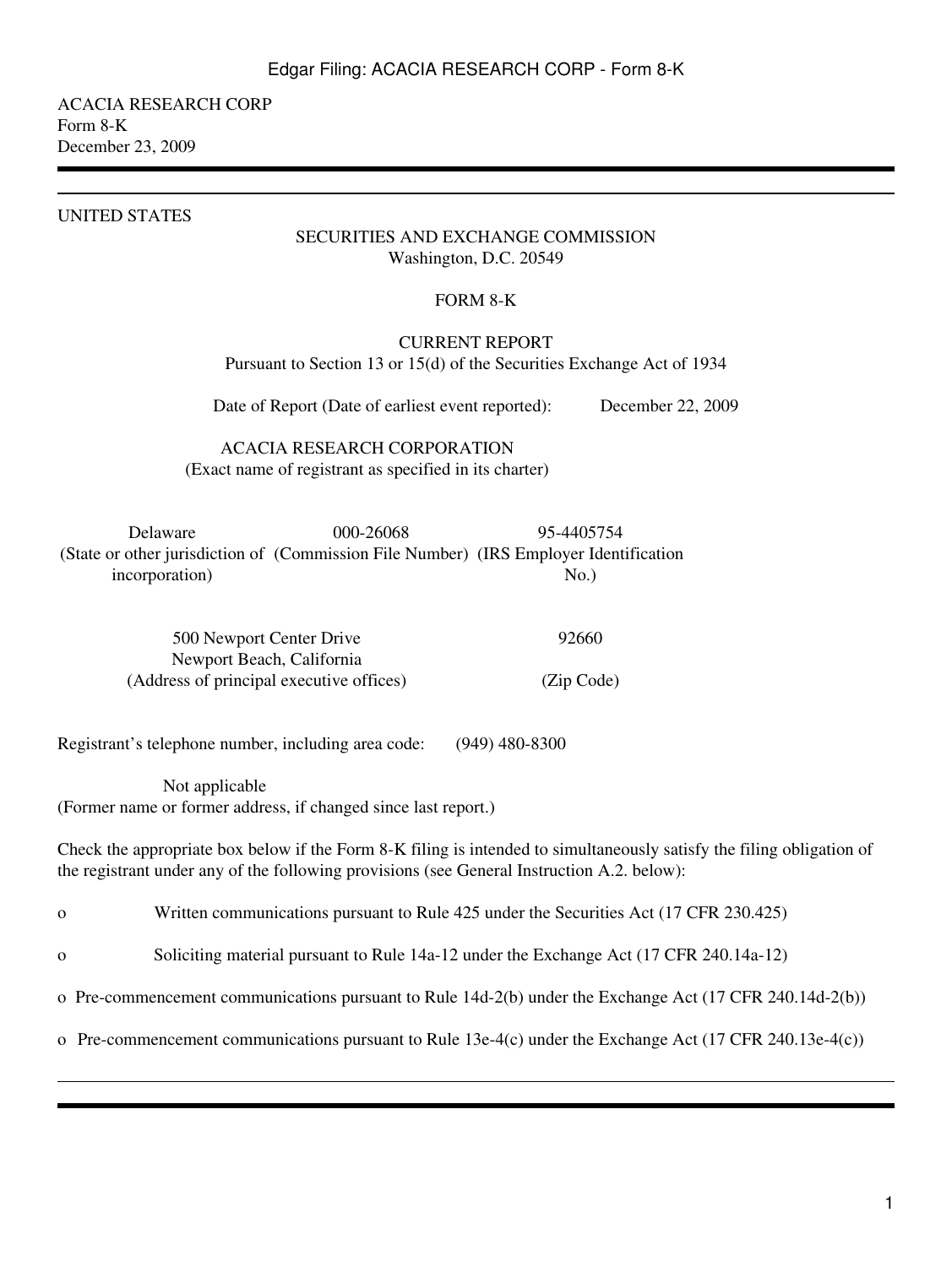ACACIA RESEARCH CORP
Form 8-K
December 23, 2009

---

UNITED STATES

SECURITIES AND EXCHANGE COMMISSION
Washington, D.C. 20549

FORM 8-K

CURRENT REPORT
Pursuant to Section 13 or 15(d) of the Securities Exchange Act of 1934

Date of Report (Date of earliest event reported): December 22, 2009

ACACIA RESEARCH CORPORATION
(Exact name of registrant as specified in its charter)

| Delaware | 000-26068 | 95-4405754 |
|---|---|---|
| (State or other jurisdiction of incorporation) | (Commission File Number) | (IRS Employer Identification No.) |

| 500 Newport Center Drive Newport Beach, California | 92660 |
|---|---|
| (Address of principal executive offices) | (Zip Code) |

Registrant's telephone number, including area code: (949) 480-8300

Not applicable
(Former name or former address, if changed since last report.)

Check the appropriate box below if the Form 8-K filing is intended to simultaneously satisfy the filing obligation of the registrant under any of the following provisions (see General Instruction A.2. below):

o Written communications pursuant to Rule 425 under the Securities Act (17 CFR 230.425)

o Soliciting material pursuant to Rule 14a-12 under the Exchange Act (17 CFR 240.14a-12)

o Pre-commencement communications pursuant to Rule 14d-2(b) under the Exchange Act (17 CFR 240.14d-2(b))

o Pre-commencement communications pursuant to Rule 13e-4(c) under the Exchange Act (17 CFR 240.13e-4(c))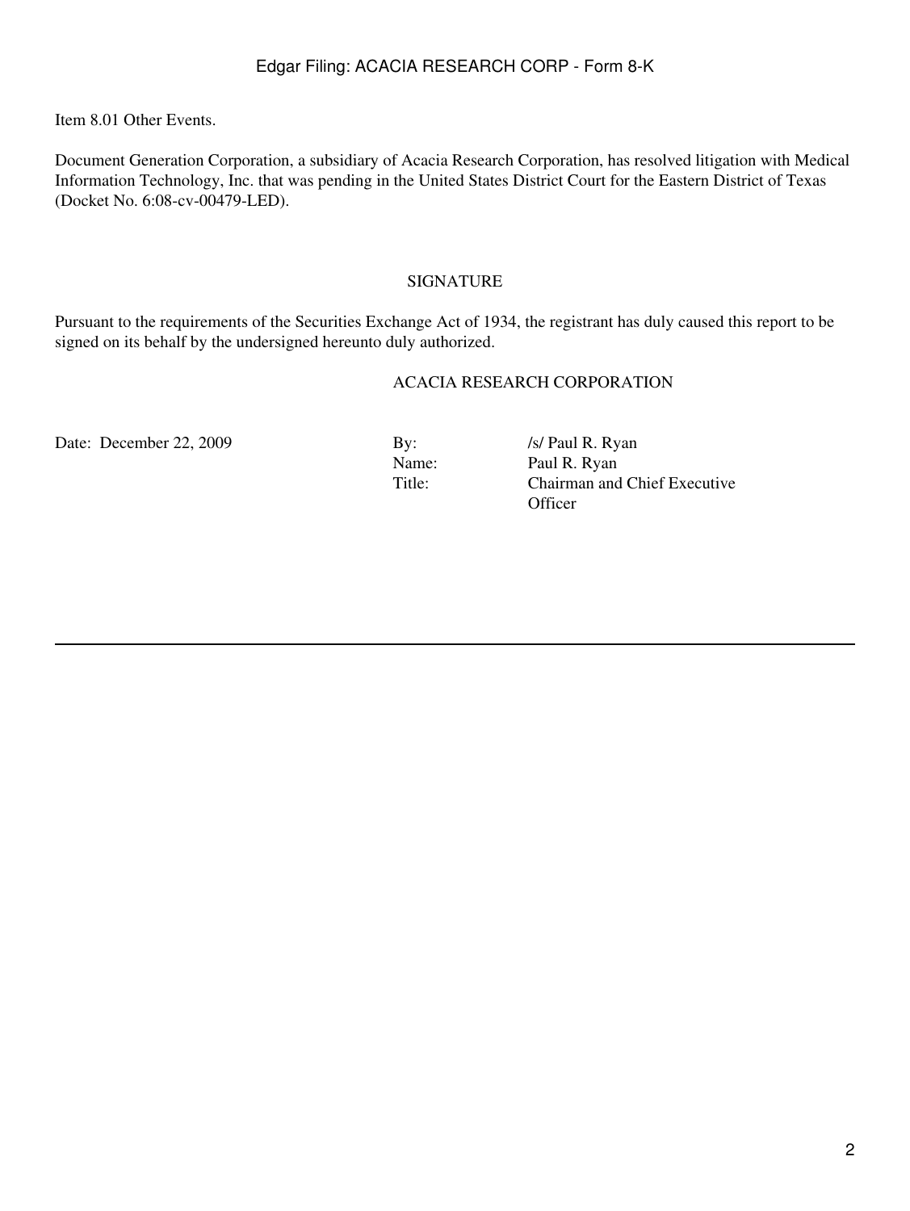Item 8.01 Other Events.

Document Generation Corporation, a subsidiary of Acacia Research Corporation, has resolved litigation with Medical Information Technology, Inc. that was pending in the United States District Court for the Eastern District of Texas (Docket No. 6:08-cv-00479-LED).

## SIGNATURE

Pursuant to the requirements of the Securities Exchange Act of 1934, the registrant has duly caused this report to be signed on its behalf by the undersigned hereunto duly authorized.

ACACIA RESEARCH CORPORATION

| | | |
|---|---|---|
| Date: December 22, 2009 | By: | /s/ Paul R. Ryan |
| | Name: | Paul R. Ryan |
| | Title: | Chairman and Chief Executive Officer |